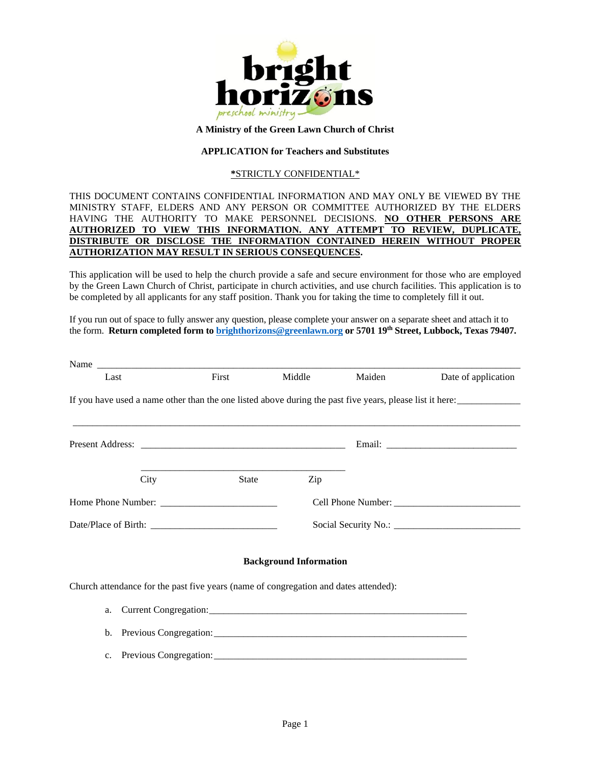bright horizons preschool ministry

**A Ministry of the Green Lawn Church of Christ**

**APPLICATION for Teachers and Substitutes**

**\***STRICTLY CONFIDENTIAL*

THIS DOCUMENT CONTAINS CONFIDENTIAL INFORMATION AND MAY ONLY BE VIEWED BY THE MINISTRY STAFF, ELDERS AND ANY PERSON OR COMMITTEE AUTHORIZED BY THE ELDERS HAVING THE AUTHORITY TO MAKE PERSONNEL DECISIONS. **NO OTHER PERSONS ARE AUTHORIZED TO VIEW THIS INFORMATION. ANY ATTEMPT TO REVIEW, DUPLICATE, DISTRIBUTE OR DISCLOSE THE INFORMATION CONTAINED HEREIN WITHOUT PROPER AUTHORIZATION MAY RESULT IN SERIOUS CONSEQUENCES.**

This application will be used to help the church provide a safe and secure environment for those who are employed by the Green Lawn Church of Christ, participate in church activities, and use church facilities. This application is to be completed by all applicants for any staff position. Thank you for taking the time to completely fill it out.

If you run out of space to fully answer any question, please complete your answer on a separate sheet and attach it to the form. **Return completed form to [brighthorizons@greenlawn.org](mailto:brighthorizons@greenlawn.org) or 5701 19th Street, Lubbock, Texas 79407.**

Name ______________________________________________________________________________

Last | First | Middle | Maiden | Date of application

If you have used a name other than the one listed above during the past five years, please list it here:_____________

_____________________________________________________________________________________

Present Address: ___________________________________________ Email: ___________________________

___________________________________________

City | State | Zip

Home Phone Number: ________________________ Cell Phone Number: __________________________

Date/Place of Birth: __________________________ Social Security No.: __________________________

**Background Information**

Church attendance for the past five years (name of congregation and dates attended):

a. Current Congregation:______________________________________________________

b. Previous Congregation:_____________________________________________________

c. Previous Congregation:_____________________________________________________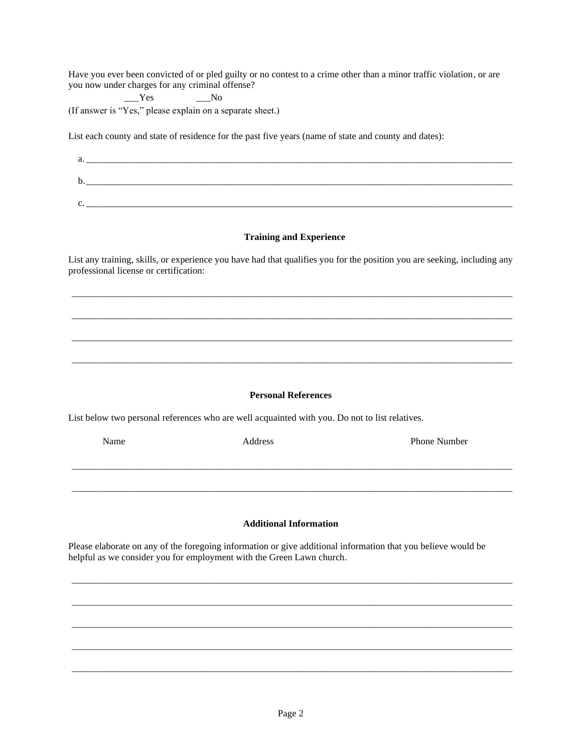Have you ever been convicted of or pled guilty or no contest to a crime other than a minor traffic violation, or are you now under charges for any criminal offense?

___Yes ___No

(If answer is "Yes," please explain on a separate sheet.)

List each county and state of residence for the past five years (name of state and county and dates):

a. ______________________________________________________________________________

b. ______________________________________________________________________________

c. ______________________________________________________________________________

### Training and Experience

List any training, skills, or experience you have had that qualifies you for the position you are seeking, including any professional license or certification:

______________________________________________________________________________

______________________________________________________________________________

______________________________________________________________________________

______________________________________________________________________________

### Personal References

List below two personal references who are well acquainted with you. Do not to list relatives.

| Name | Address | Phone Number |
|---|---|---|
| | | |
| | | |

### Additional Information

Please elaborate on any of the foregoing information or give additional information that you believe would be helpful as we consider you for employment with the Green Lawn church.

______________________________________________________________________________

______________________________________________________________________________

______________________________________________________________________________

______________________________________________________________________________

______________________________________________________________________________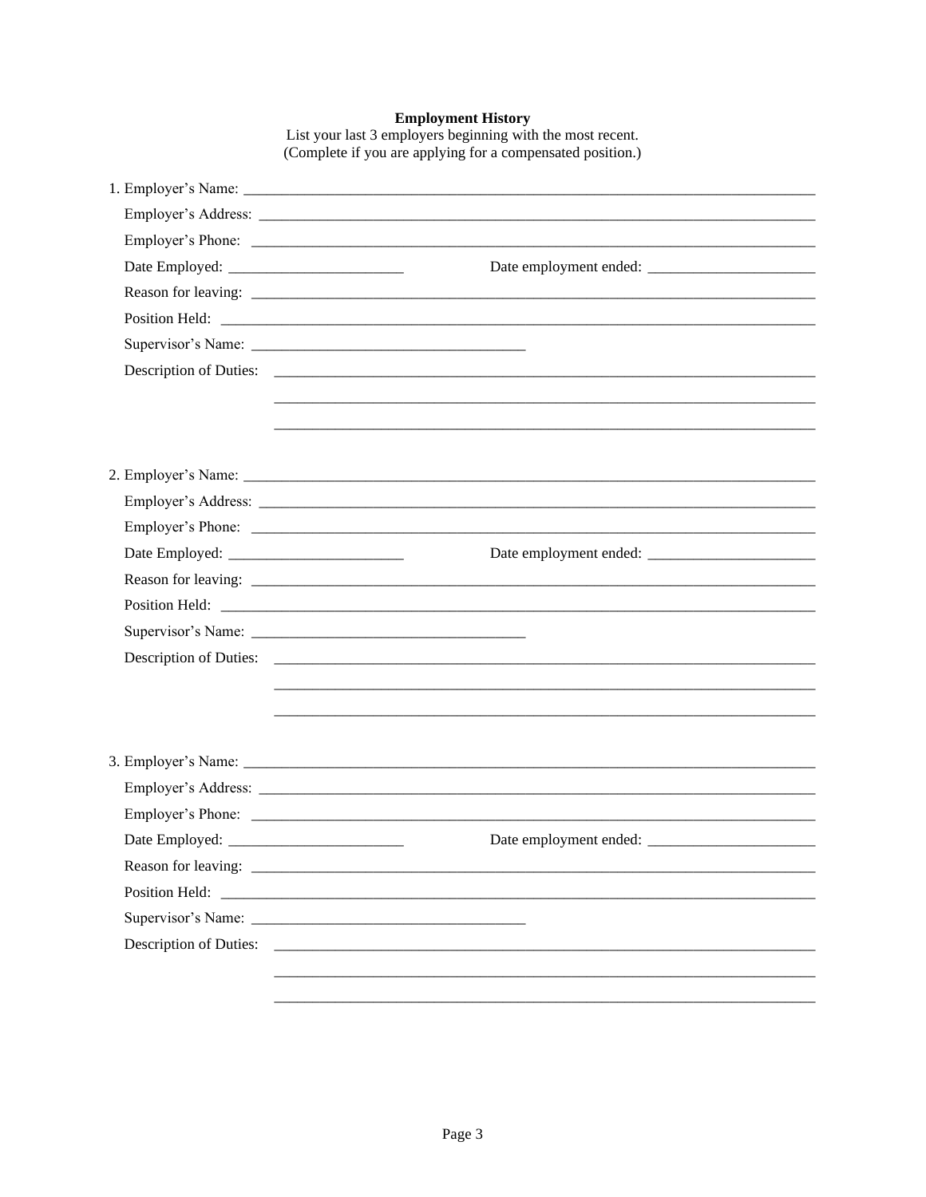## Employment History

List your last 3 employers beginning with the most recent.
(Complete if you are applying for a compensated position.)

1. Employer's Name: ______________________________________________________________________

   Employer's Address: ____________________________________________________________________

   Employer's Phone: ______________________________________________________________________

   Date Employed: _____________________ Date employment ended: _____________________

   Reason for leaving: _____________________________________________________________________

   Position Held: _________________________________________________________________________

   Supervisor's Name: ________________________________

   Description of Duties: ______________________________________________________________

   ______________________________________________________________

   ______________________________________________________________

2. Employer's Name: ______________________________________________________________________

   Employer's Address: ____________________________________________________________________

   Employer's Phone: ______________________________________________________________________

   Date Employed: _____________________ Date employment ended: _____________________

   Reason for leaving: _____________________________________________________________________

   Position Held: _________________________________________________________________________

   Supervisor's Name: ________________________________

   Description of Duties: ______________________________________________________________

   ______________________________________________________________

   ______________________________________________________________

3. Employer's Name: ______________________________________________________________________

   Employer's Address: ____________________________________________________________________

   Employer's Phone: ______________________________________________________________________

   Date Employed: _____________________ Date employment ended: _____________________

   Reason for leaving: _____________________________________________________________________

   Position Held: _________________________________________________________________________

   Supervisor's Name: ________________________________

   Description of Duties: ______________________________________________________________

   ______________________________________________________________

   ______________________________________________________________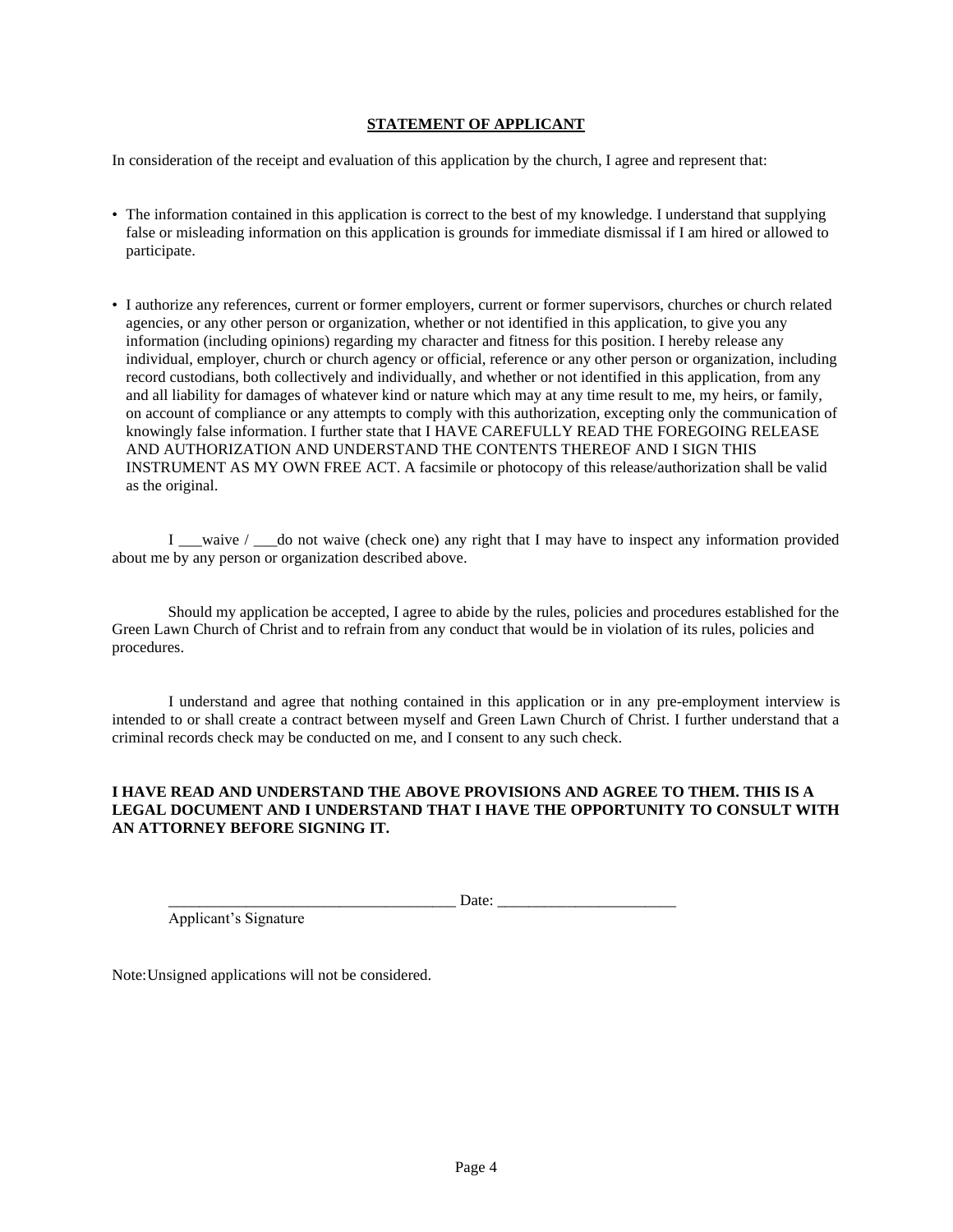## STATEMENT OF APPLICANT

In consideration of the receipt and evaluation of this application by the church, I agree and represent that:

- The information contained in this application is correct to the best of my knowledge. I understand that supplying false or misleading information on this application is grounds for immediate dismissal if I am hired or allowed to participate.

- I authorize any references, current or former employers, current or former supervisors, churches or church related agencies, or any other person or organization, whether or not identified in this application, to give you any information (including opinions) regarding my character and fitness for this position. I hereby release any individual, employer, church or church agency or official, reference or any other person or organization, including record custodians, both collectively and individually, and whether or not identified in this application, from any and all liability for damages of whatever kind or nature which may at any time result to me, my heirs, or family, on account of compliance or any attempts to comply with this authorization, excepting only the communication of knowingly false information. I further state that I HAVE CAREFULLY READ THE FOREGOING RELEASE AND AUTHORIZATION AND UNDERSTAND THE CONTENTS THEREOF AND I SIGN THIS INSTRUMENT AS MY OWN FREE ACT. A facsimile or photocopy of this release/authorization shall be valid as the original.

I ___waive / ___do not waive (check one) any right that I may have to inspect any information provided about me by any person or organization described above.

Should my application be accepted, I agree to abide by the rules, policies and procedures established for the Green Lawn Church of Christ and to refrain from any conduct that would be in violation of its rules, policies and procedures.

I understand and agree that nothing contained in this application or in any pre-employment interview is intended to or shall create a contract between myself and Green Lawn Church of Christ. I further understand that a criminal records check may be conducted on me, and I consent to any such check.

**I HAVE READ AND UNDERSTAND THE ABOVE PROVISIONS AND AGREE TO THEM. THIS IS A LEGAL DOCUMENT AND I UNDERSTAND THAT I HAVE THE OPPORTUNITY TO CONSULT WITH AN ATTORNEY BEFORE SIGNING IT.**

____________________________________ Date: _______________________
Applicant's Signature

Note: Unsigned applications will not be considered.